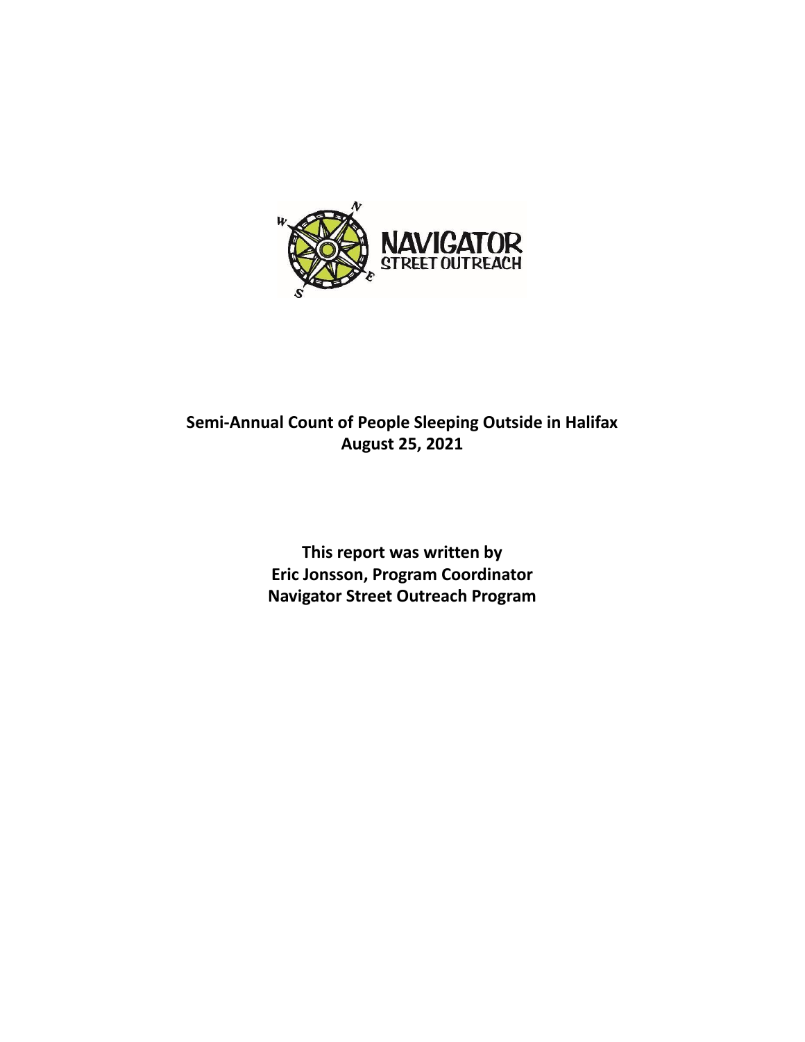NAVIGATOR STREET OUTREACH

**Semi-Annual Count of People Sleeping Outside in Halifax**
**August 25, 2021**

**This report was written by**
**Eric Jonsson, Program Coordinator**
**Navigator Street Outreach Program**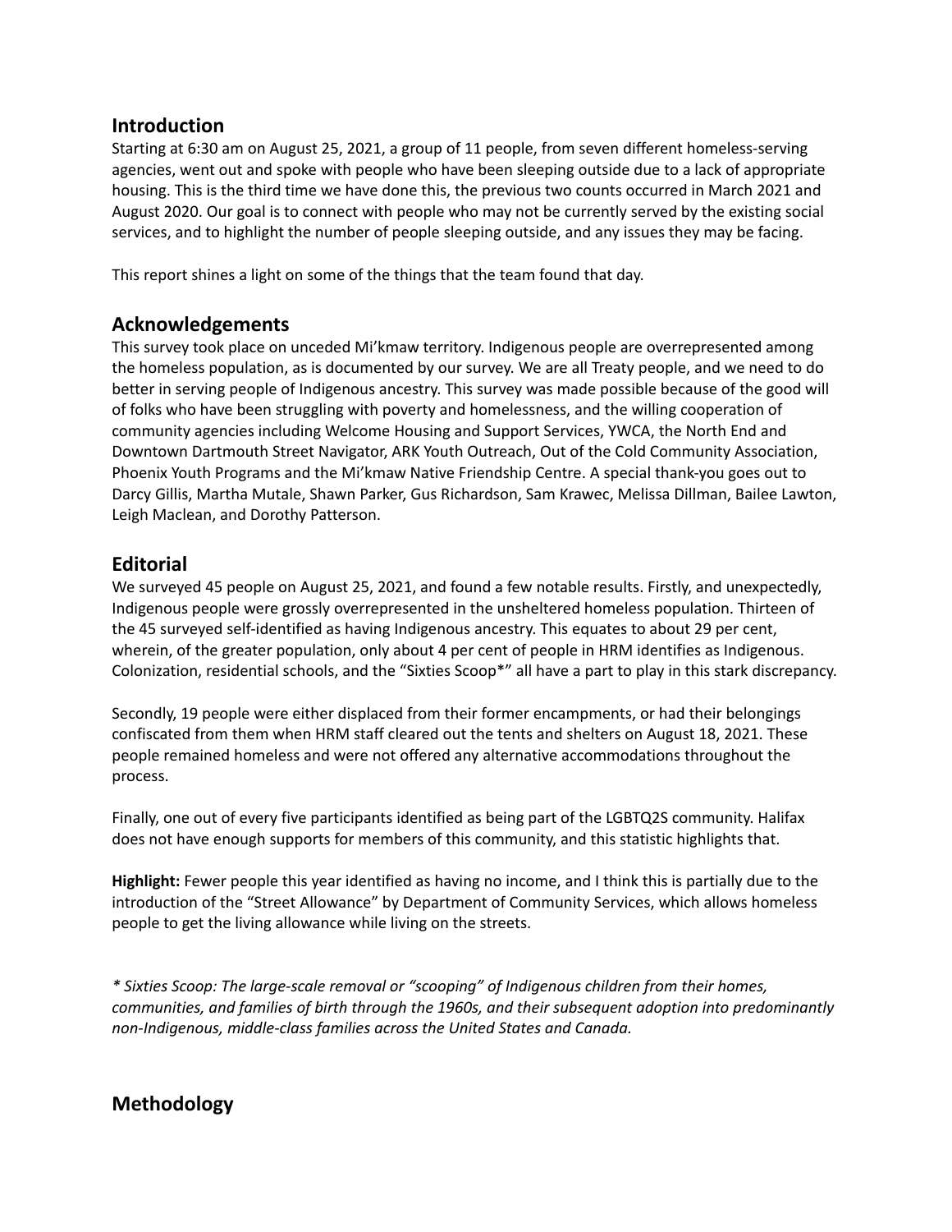## Introduction

Starting at 6:30 am on August 25, 2021, a group of 11 people, from seven different homeless-serving agencies, went out and spoke with people who have been sleeping outside due to a lack of appropriate housing. This is the third time we have done this, the previous two counts occurred in March 2021 and August 2020. Our goal is to connect with people who may not be currently served by the existing social services, and to highlight the number of people sleeping outside, and any issues they may be facing.

This report shines a light on some of the things that the team found that day.

## Acknowledgements

This survey took place on unceded Mi'kmaw territory. Indigenous people are overrepresented among the homeless population, as is documented by our survey. We are all Treaty people, and we need to do better in serving people of Indigenous ancestry. This survey was made possible because of the good will of folks who have been struggling with poverty and homelessness, and the willing cooperation of community agencies including Welcome Housing and Support Services, YWCA, the North End and Downtown Dartmouth Street Navigator, ARK Youth Outreach, Out of the Cold Community Association, Phoenix Youth Programs and the Mi'kmaw Native Friendship Centre. A special thank-you goes out to Darcy Gillis, Martha Mutale, Shawn Parker, Gus Richardson, Sam Krawec, Melissa Dillman, Bailee Lawton, Leigh Maclean, and Dorothy Patterson.

## Editorial

We surveyed 45 people on August 25, 2021, and found a few notable results. Firstly, and unexpectedly, Indigenous people were grossly overrepresented in the unsheltered homeless population. Thirteen of the 45 surveyed self-identified as having Indigenous ancestry. This equates to about 29 per cent, wherein, of the greater population, only about 4 per cent of people in HRM identifies as Indigenous. Colonization, residential schools, and the "Sixties Scoop*" all have a part to play in this stark discrepancy.

Secondly, 19 people were either displaced from their former encampments, or had their belongings confiscated from them when HRM staff cleared out the tents and shelters on August 18, 2021. These people remained homeless and were not offered any alternative accommodations throughout the process.

Finally, one out of every five participants identified as being part of the LGBTQ2S community. Halifax does not have enough supports for members of this community, and this statistic highlights that.

**Highlight:** Fewer people this year identified as having no income, and I think this is partially due to the introduction of the "Street Allowance" by Department of Community Services, which allows homeless people to get the living allowance while living on the streets.

*\* Sixties Scoop: The large-scale removal or "scooping" of Indigenous children from their homes, communities, and families of birth through the 1960s, and their subsequent adoption into predominantly non-Indigenous, middle-class families across the United States and Canada.*

## Methodology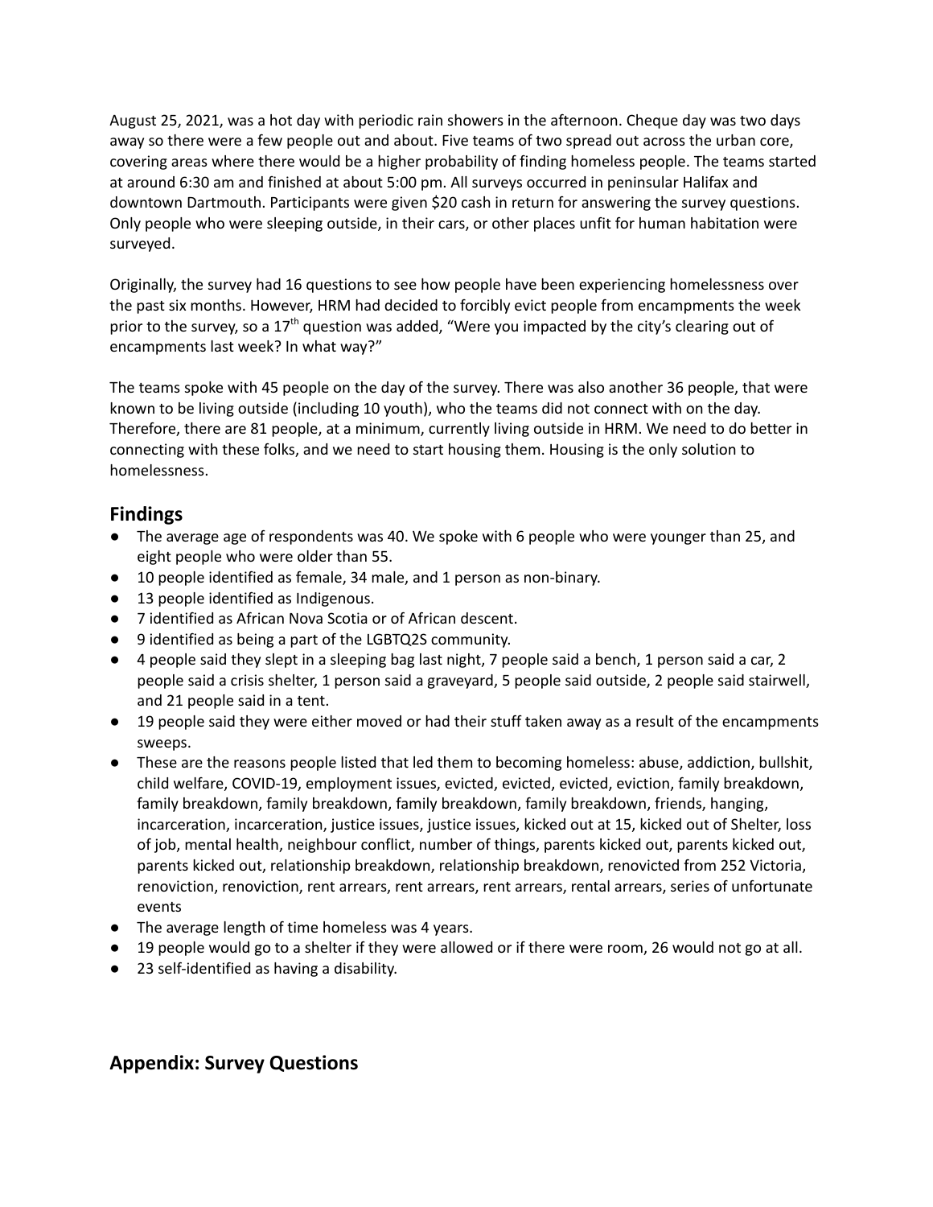August 25, 2021, was a hot day with periodic rain showers in the afternoon. Cheque day was two days away so there were a few people out and about. Five teams of two spread out across the urban core, covering areas where there would be a higher probability of finding homeless people. The teams started at around 6:30 am and finished at about 5:00 pm. All surveys occurred in peninsular Halifax and downtown Dartmouth. Participants were given $20 cash in return for answering the survey questions. Only people who were sleeping outside, in their cars, or other places unfit for human habitation were surveyed.

Originally, the survey had 16 questions to see how people have been experiencing homelessness over the past six months. However, HRM had decided to forcibly evict people from encampments the week prior to the survey, so a 17th question was added, "Were you impacted by the city's clearing out of encampments last week? In what way?"

The teams spoke with 45 people on the day of the survey. There was also another 36 people, that were known to be living outside (including 10 youth), who the teams did not connect with on the day. Therefore, there are 81 people, at a minimum, currently living outside in HRM. We need to do better in connecting with these folks, and we need to start housing them. Housing is the only solution to homelessness.

## Findings

- The average age of respondents was 40. We spoke with 6 people who were younger than 25, and eight people who were older than 55.
- 10 people identified as female, 34 male, and 1 person as non-binary.
- 13 people identified as Indigenous.
- 7 identified as African Nova Scotia or of African descent.
- 9 identified as being a part of the LGBTQ2S community.
- 4 people said they slept in a sleeping bag last night, 7 people said a bench, 1 person said a car, 2 people said a crisis shelter, 1 person said a graveyard, 5 people said outside, 2 people said stairwell, and 21 people said in a tent.
- 19 people said they were either moved or had their stuff taken away as a result of the encampments sweeps.
- These are the reasons people listed that led them to becoming homeless: abuse, addiction, bullshit, child welfare, COVID-19, employment issues, evicted, evicted, evicted, eviction, family breakdown, family breakdown, family breakdown, family breakdown, family breakdown, friends, hanging, incarceration, incarceration, justice issues, justice issues, kicked out at 15, kicked out of Shelter, loss of job, mental health, neighbour conflict, number of things, parents kicked out, parents kicked out, parents kicked out, relationship breakdown, relationship breakdown, renovicted from 252 Victoria, renoviction, renoviction, rent arrears, rent arrears, rent arrears, rental arrears, series of unfortunate events
- The average length of time homeless was 4 years.
- 19 people would go to a shelter if they were allowed or if there were room, 26 would not go at all.
- 23 self-identified as having a disability.

## Appendix: Survey Questions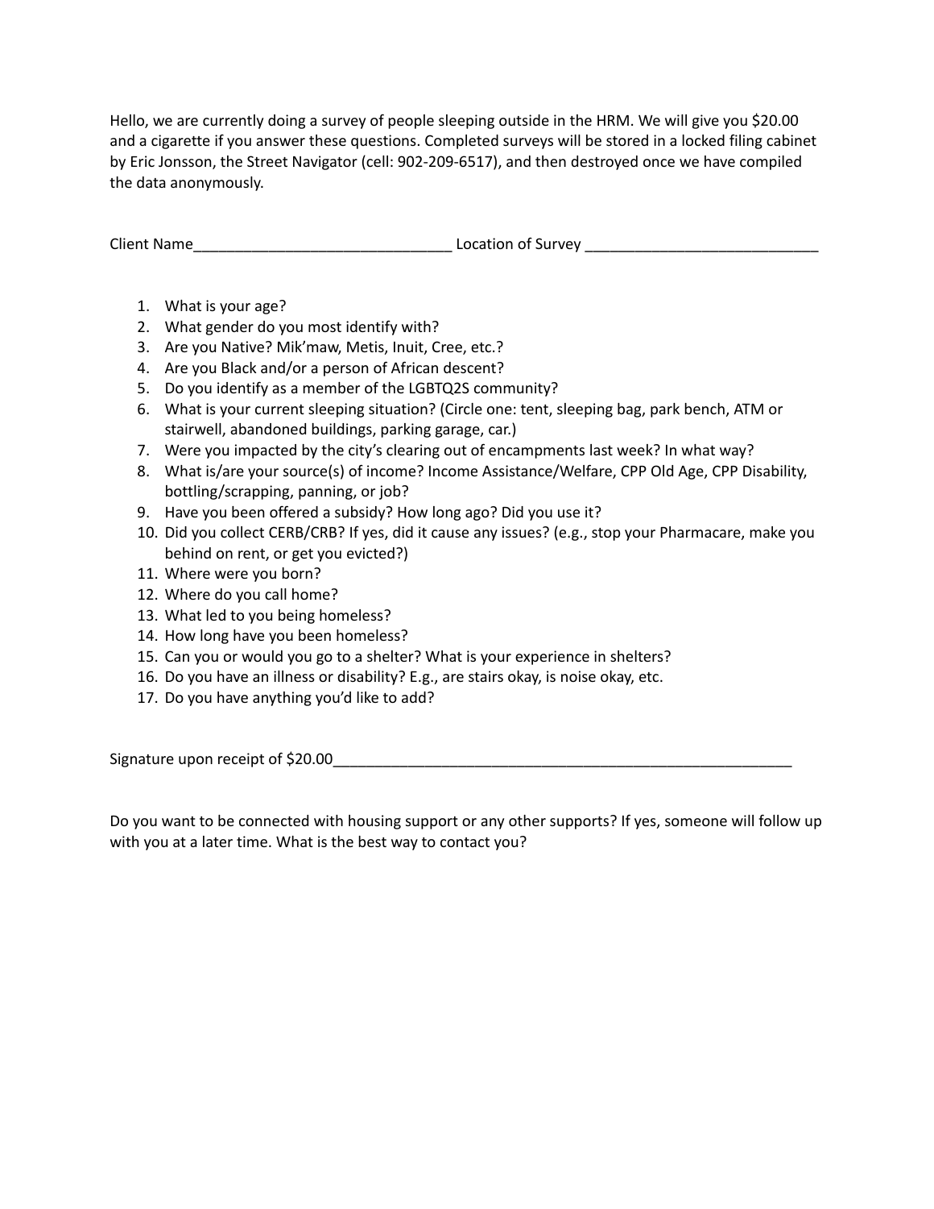Hello, we are currently doing a survey of people sleeping outside in the HRM. We will give you $20.00 and a cigarette if you answer these questions. Completed surveys will be stored in a locked filing cabinet by Eric Jonsson, the Street Navigator (cell: 902-209-6517), and then destroyed once we have compiled the data anonymously.

Client Name_______________________________ Location of Survey ____________________________

1. What is your age?
2. What gender do you most identify with?
3. Are you Native? Mik'maw, Metis, Inuit, Cree, etc.?
4. Are you Black and/or a person of African descent?
5. Do you identify as a member of the LGBTQ2S community?
6. What is your current sleeping situation? (Circle one: tent, sleeping bag, park bench, ATM or stairwell, abandoned buildings, parking garage, car.)
7. Were you impacted by the city's clearing out of encampments last week? In what way?
8. What is/are your source(s) of income? Income Assistance/Welfare, CPP Old Age, CPP Disability, bottling/scrapping, panning, or job?
9. Have you been offered a subsidy? How long ago? Did you use it?
10. Did you collect CERB/CRB? If yes, did it cause any issues? (e.g., stop your Pharmacare, make you behind on rent, or get you evicted?)
11. Where were you born?
12. Where do you call home?
13. What led to you being homeless?
14. How long have you been homeless?
15. Can you or would you go to a shelter? What is your experience in shelters?
16. Do you have an illness or disability? E.g., are stairs okay, is noise okay, etc.
17. Do you have anything you'd like to add?

Signature upon receipt of $20.00__________________________________________________________

Do you want to be connected with housing support or any other supports? If yes, someone will follow up with you at a later time. What is the best way to contact you?